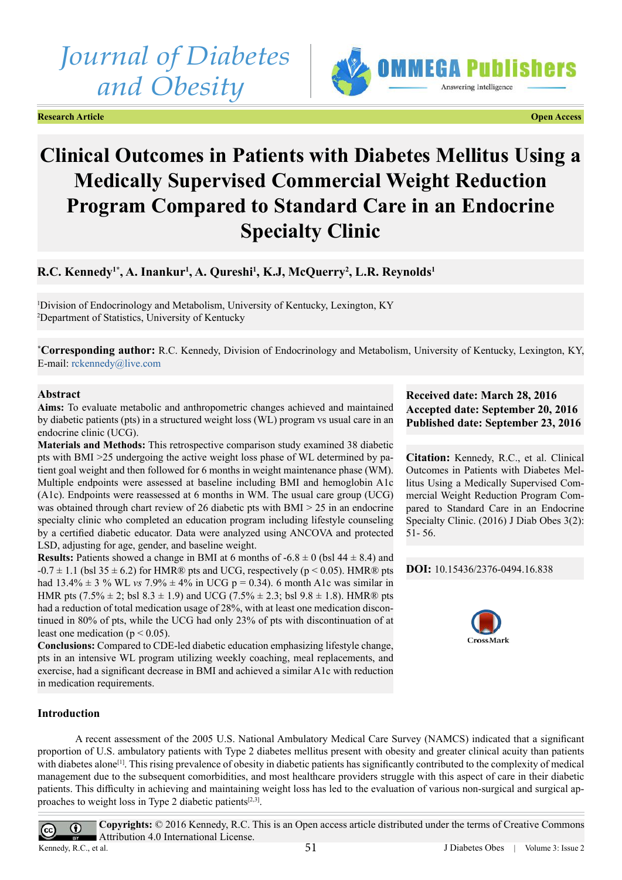Journal of Diabetes and Obesity

OMMEGA Publishers — Answering Intelligence

**Research Article** **Open Access**

# Clinical Outcomes in Patients with Diabetes Mellitus Using a Medically Supervised Commercial Weight Reduction Program Compared to Standard Care in an Endocrine Specialty Clinic

**R.C. Kennedy[1*], A. Inankur[1], A. Qureshi[1], K.J, McQuerry[2], L.R. Reynolds[1]**

[1]Division of Endocrinology and Metabolism, University of Kentucky, Lexington, KY
[2]Department of Statistics, University of Kentucky

***Corresponding author:** R.C. Kennedy, Division of Endocrinology and Metabolism, University of Kentucky, Lexington, KY, E-mail: rckennedy@live.com

## Abstract

**Aims:** To evaluate metabolic and anthropometric changes achieved and maintained by diabetic patients (pts) in a structured weight loss (WL) program vs usual care in an endocrine clinic (UCG).

**Materials and Methods:** This retrospective comparison study examined 38 diabetic pts with BMI >25 undergoing the active weight loss phase of WL determined by patient goal weight and then followed for 6 months in weight maintenance phase (WM). Multiple endpoints were assessed at baseline including BMI and hemoglobin A1c (A1c). Endpoints were reassessed at 6 months in WM. The usual care group (UCG) was obtained through chart review of 26 diabetic pts with BMI > 25 in an endocrine specialty clinic who completed an education program including lifestyle counseling by a certified diabetic educator. Data were analyzed using ANCOVA and protected LSD, adjusting for age, gender, and baseline weight.

**Results:** Patients showed a change in BMI at 6 months of -6.8 ± 0 (bsl 44 ± 8.4) and -0.7 ± 1.1 (bsl 35 ± 6.2) for HMR® pts and UCG, respectively ($p < 0.05$). HMR® pts had 13.4% ± 3 % WL *vs* 7.9% ± 4% in UCG p = 0.34). 6 month A1c was similar in HMR pts (7.5% ± 2; bsl 8.3 ± 1.9) and UCG (7.5% ± 2.3; bsl 9.8 ± 1.8). HMR® pts had a reduction of total medication usage of 28%, with at least one medication discontinued in 80% of pts, while the UCG had only 23% of pts with discontinuation of at least one medication ($p < 0.05$).

**Conclusions:** Compared to CDE-led diabetic education emphasizing lifestyle change, pts in an intensive WL program utilizing weekly coaching, meal replacements, and exercise, had a significant decrease in BMI and achieved a similar A1c with reduction in medication requirements.

**Received date: March 28, 2016**
**Accepted date: September 20, 2016**
**Published date: September 23, 2016**

**Citation:** Kennedy, R.C., et al. Clinical Outcomes in Patients with Diabetes Mellitus Using a Medically Supervised Commercial Weight Reduction Program Compared to Standard Care in an Endocrine Specialty Clinic. (2016) J Diab Obes 3(2): 51- 56.

**DOI:** 10.15436/2376-0494.16.838

## Introduction

A recent assessment of the 2005 U.S. National Ambulatory Medical Care Survey (NAMCS) indicated that a significant proportion of U.S. ambulatory patients with Type 2 diabetes mellitus present with obesity and greater clinical acuity than patients with diabetes alone[1]. This rising prevalence of obesity in diabetic patients has significantly contributed to the complexity of medical management due to the subsequent comorbidities, and most healthcare providers struggle with this aspect of care in their diabetic patients. This difficulty in achieving and maintaining weight loss has led to the evaluation of various non-surgical and surgical approaches to weight loss in Type 2 diabetic patients[2,3].

**Copyrights:** © 2016 Kennedy, R.C. This is an Open access article distributed under the terms of Creative Commons Attribution 4.0 International License.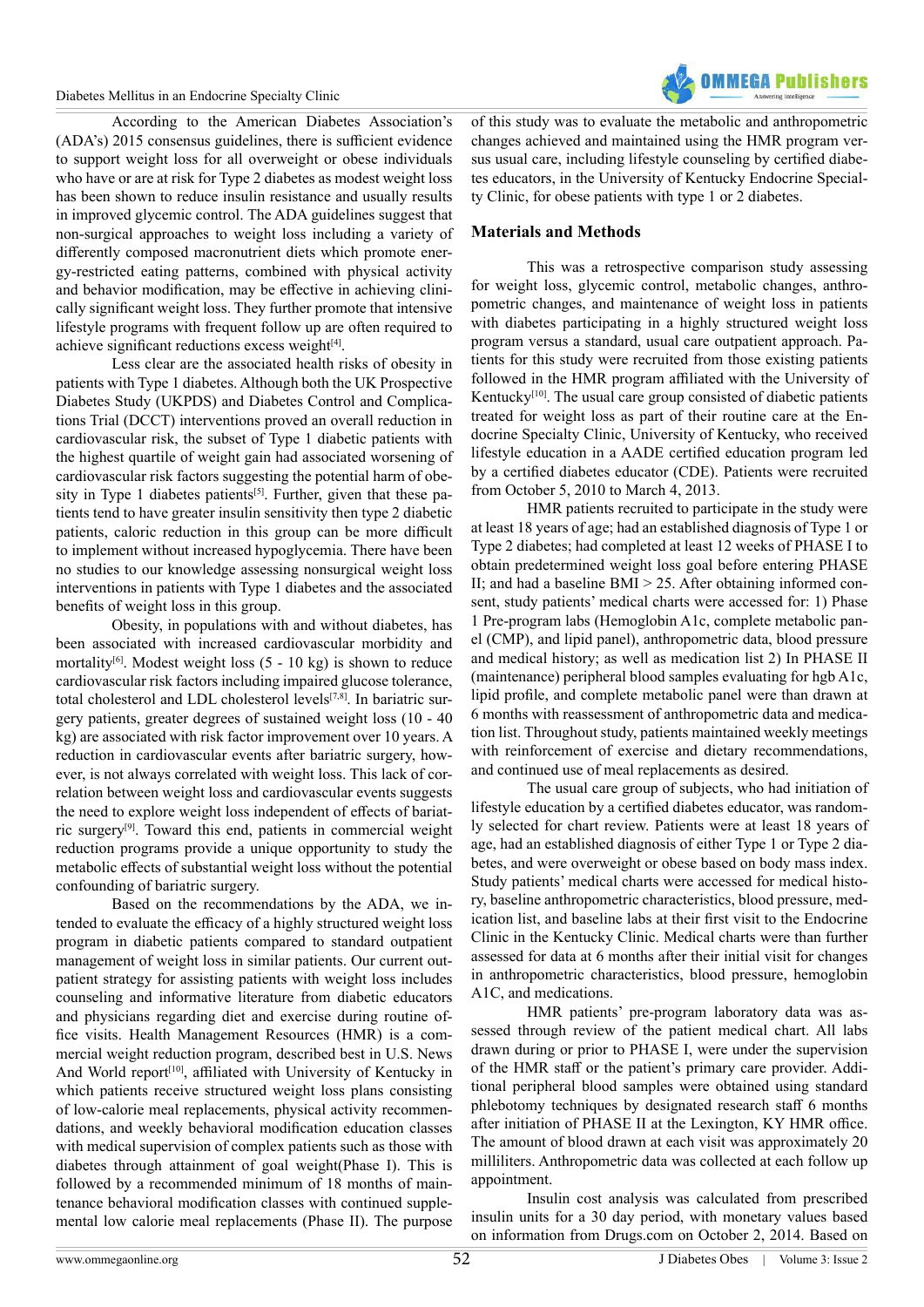According to the American Diabetes Association's (ADA's) 2015 consensus guidelines, there is sufficient evidence to support weight loss for all overweight or obese individuals who have or are at risk for Type 2 diabetes as modest weight loss has been shown to reduce insulin resistance and usually results in improved glycemic control. The ADA guidelines suggest that non-surgical approaches to weight loss including a variety of differently composed macronutrient diets which promote energy-restricted eating patterns, combined with physical activity and behavior modification, may be effective in achieving clinically significant weight loss. They further promote that intensive lifestyle programs with frequent follow up are often required to achieve significant reductions excess weight[4].

Less clear are the associated health risks of obesity in patients with Type 1 diabetes. Although both the UK Prospective Diabetes Study (UKPDS) and Diabetes Control and Complications Trial (DCCT) interventions proved an overall reduction in cardiovascular risk, the subset of Type 1 diabetic patients with the highest quartile of weight gain had associated worsening of cardiovascular risk factors suggesting the potential harm of obesity in Type 1 diabetes patients[5]. Further, given that these patients tend to have greater insulin sensitivity then type 2 diabetic patients, caloric reduction in this group can be more difficult to implement without increased hypoglycemia. There have been no studies to our knowledge assessing nonsurgical weight loss interventions in patients with Type 1 diabetes and the associated benefits of weight loss in this group.

Obesity, in populations with and without diabetes, has been associated with increased cardiovascular morbidity and mortality[6]. Modest weight loss (5 - 10 kg) is shown to reduce cardiovascular risk factors including impaired glucose tolerance, total cholesterol and LDL cholesterol levels[7,8]. In bariatric surgery patients, greater degrees of sustained weight loss (10 - 40 kg) are associated with risk factor improvement over 10 years. A reduction in cardiovascular events after bariatric surgery, however, is not always correlated with weight loss. This lack of correlation between weight loss and cardiovascular events suggests the need to explore weight loss independent of effects of bariatric surgery[9]. Toward this end, patients in commercial weight reduction programs provide a unique opportunity to study the metabolic effects of substantial weight loss without the potential confounding of bariatric surgery.

Based on the recommendations by the ADA, we intended to evaluate the efficacy of a highly structured weight loss program in diabetic patients compared to standard outpatient management of weight loss in similar patients. Our current outpatient strategy for assisting patients with weight loss includes counseling and informative literature from diabetic educators and physicians regarding diet and exercise during routine office visits. Health Management Resources (HMR) is a commercial weight reduction program, described best in U.S. News And World report[10], affiliated with University of Kentucky in which patients receive structured weight loss plans consisting of low-calorie meal replacements, physical activity recommendations, and weekly behavioral modification education classes with medical supervision of complex patients such as those with diabetes through attainment of goal weight(Phase I). This is followed by a recommended minimum of 18 months of maintenance behavioral modification classes with continued supplemental low calorie meal replacements (Phase II). The purpose of this study was to evaluate the metabolic and anthropometric changes achieved and maintained using the HMR program versus usual care, including lifestyle counseling by certified diabetes educators, in the University of Kentucky Endocrine Specialty Clinic, for obese patients with type 1 or 2 diabetes.

## Materials and Methods

This was a retrospective comparison study assessing for weight loss, glycemic control, metabolic changes, anthropometric changes, and maintenance of weight loss in patients with diabetes participating in a highly structured weight loss program versus a standard, usual care outpatient approach. Patients for this study were recruited from those existing patients followed in the HMR program affiliated with the University of Kentucky[10]. The usual care group consisted of diabetic patients treated for weight loss as part of their routine care at the Endocrine Specialty Clinic, University of Kentucky, who received lifestyle education in a AADE certified education program led by a certified diabetes educator (CDE). Patients were recruited from October 5, 2010 to March 4, 2013.

HMR patients recruited to participate in the study were at least 18 years of age; had an established diagnosis of Type 1 or Type 2 diabetes; had completed at least 12 weeks of PHASE I to obtain predetermined weight loss goal before entering PHASE II; and had a baseline BMI > 25. After obtaining informed consent, study patients' medical charts were accessed for: 1) Phase 1 Pre-program labs (Hemoglobin A1c, complete metabolic panel (CMP), and lipid panel), anthropometric data, blood pressure and medical history; as well as medication list 2) In PHASE II (maintenance) peripheral blood samples evaluating for hgb A1c, lipid profile, and complete metabolic panel were than drawn at 6 months with reassessment of anthropometric data and medication list. Throughout study, patients maintained weekly meetings with reinforcement of exercise and dietary recommendations, and continued use of meal replacements as desired.

The usual care group of subjects, who had initiation of lifestyle education by a certified diabetes educator, was randomly selected for chart review. Patients were at least 18 years of age, had an established diagnosis of either Type 1 or Type 2 diabetes, and were overweight or obese based on body mass index. Study patients' medical charts were accessed for medical history, baseline anthropometric characteristics, blood pressure, medication list, and baseline labs at their first visit to the Endocrine Clinic in the Kentucky Clinic. Medical charts were than further assessed for data at 6 months after their initial visit for changes in anthropometric characteristics, blood pressure, hemoglobin A1C, and medications.

HMR patients' pre-program laboratory data was assessed through review of the patient medical chart. All labs drawn during or prior to PHASE I, were under the supervision of the HMR staff or the patient's primary care provider. Additional peripheral blood samples were obtained using standard phlebotomy techniques by designated research staff 6 months after initiation of PHASE II at the Lexington, KY HMR office. The amount of blood drawn at each visit was approximately 20 milliliters. Anthropometric data was collected at each follow up appointment.

Insulin cost analysis was calculated from prescribed insulin units for a 30 day period, with monetary values based on information from Drugs.com on October 2, 2014. Based on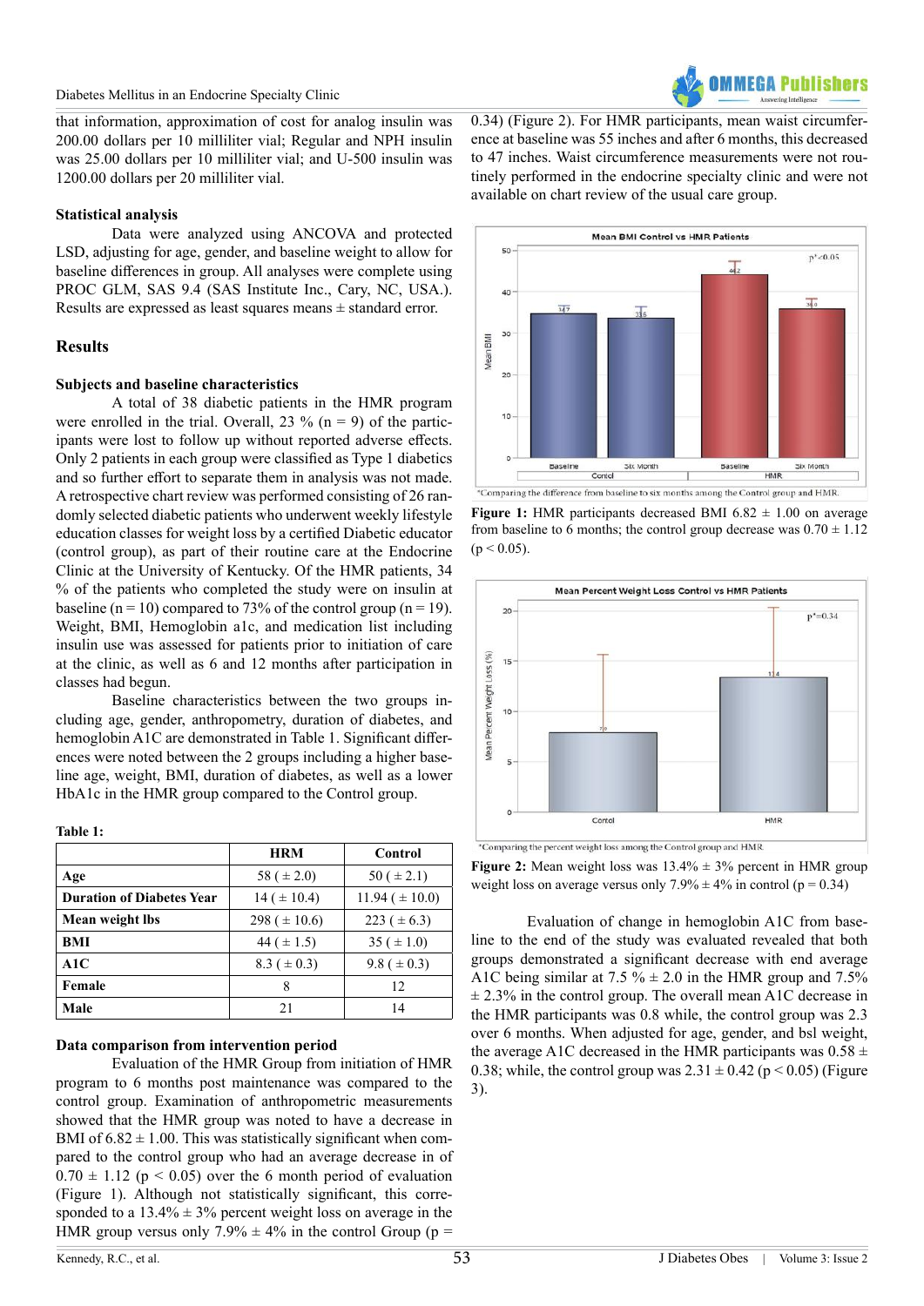that information, approximation of cost for analog insulin was 200.00 dollars per 10 milliliter vial; Regular and NPH insulin was 25.00 dollars per 10 milliliter vial; and U-500 insulin was 1200.00 dollars per 20 milliliter vial.

### Statistical analysis

Data were analyzed using ANCOVA and protected LSD, adjusting for age, gender, and baseline weight to allow for baseline differences in group. All analyses were complete using PROC GLM, SAS 9.4 (SAS Institute Inc., Cary, NC, USA.). Results are expressed as least squares means ± standard error.

## Results

### Subjects and baseline characteristics

A total of 38 diabetic patients in the HMR program were enrolled in the trial. Overall, 23 % (n = 9) of the participants were lost to follow up without reported adverse effects. Only 2 patients in each group were classified as Type 1 diabetics and so further effort to separate them in analysis was not made. A retrospective chart review was performed consisting of 26 randomly selected diabetic patients who underwent weekly lifestyle education classes for weight loss by a certified Diabetic educator (control group), as part of their routine care at the Endocrine Clinic at the University of Kentucky. Of the HMR patients, 34 % of the patients who completed the study were on insulin at baseline (n = 10) compared to 73% of the control group (n = 19). Weight, BMI, Hemoglobin a1c, and medication list including insulin use was assessed for patients prior to initiation of care at the clinic, as well as 6 and 12 months after participation in classes had begun.

Baseline characteristics between the two groups including age, gender, anthropometry, duration of diabetes, and hemoglobin A1C are demonstrated in Table 1. Significant differences were noted between the 2 groups including a higher baseline age, weight, BMI, duration of diabetes, as well as a lower HbA1c in the HMR group compared to the Control group.

**Table 1:**

| | HRM | Control |
|---|---|---|
| **Age** | 58 ( ± 2.0) | 50 ( ± 2.1) |
| **Duration of Diabetes Year** | 14 ( ± 10.4) | 11.94 ( ± 10.0) |
| **Mean weight lbs** | 298 ( ± 10.6) | 223 ( ± 6.3) |
| **BMI** | 44 ( ± 1.5) | 35 ( ± 1.0) |
| **A1C** | 8.3 ( ± 0.3) | 9.8 ( ± 0.3) |
| **Female** | 8 | 12 |
| **Male** | 21 | 14 |

### Data comparison from intervention period

Evaluation of the HMR Group from initiation of HMR program to 6 months post maintenance was compared to the control group. Examination of anthropometric measurements showed that the HMR group was noted to have a decrease in BMI of 6.82 ± 1.00. This was statistically significant when compared to the control group who had an average decrease in of 0.70 ± 1.12 ($p < 0.05$) over the 6 month period of evaluation (Figure 1). Although not statistically significant, this corresponded to a 13.4% ± 3% percent weight loss on average in the HMR group versus only 7.9% ± 4% in the control Group ($p$ = 0.34) (Figure 2). For HMR participants, mean waist circumference at baseline was 55 inches and after 6 months, this decreased to 47 inches. Waist circumference measurements were not routinely performed in the endocrine specialty clinic and were not available on chart review of the usual care group.

**Figure 1:** HMR participants decreased BMI 6.82 ± 1.00 on average from baseline to 6 months; the control group decrease was 0.70 ± 1.12 ($p < 0.05$).

**Figure 2:** Mean weight loss was 13.4% ± 3% percent in HMR group weight loss on average versus only 7.9% ± 4% in control ($p$ = 0.34)

Evaluation of change in hemoglobin A1C from baseline to the end of the study was evaluated revealed that both groups demonstrated a significant decrease with end average A1C being similar at 7.5 % ± 2.0 in the HMR group and 7.5% ± 2.3% in the control group. The overall mean A1C decrease in the HMR participants was 0.8 while, the control group was 2.3 over 6 months. When adjusted for age, gender, and bsl weight, the average A1C decreased in the HMR participants was 0.58 ± 0.38; while, the control group was 2.31 ± 0.42 ($p < 0.05$) (Figure 3).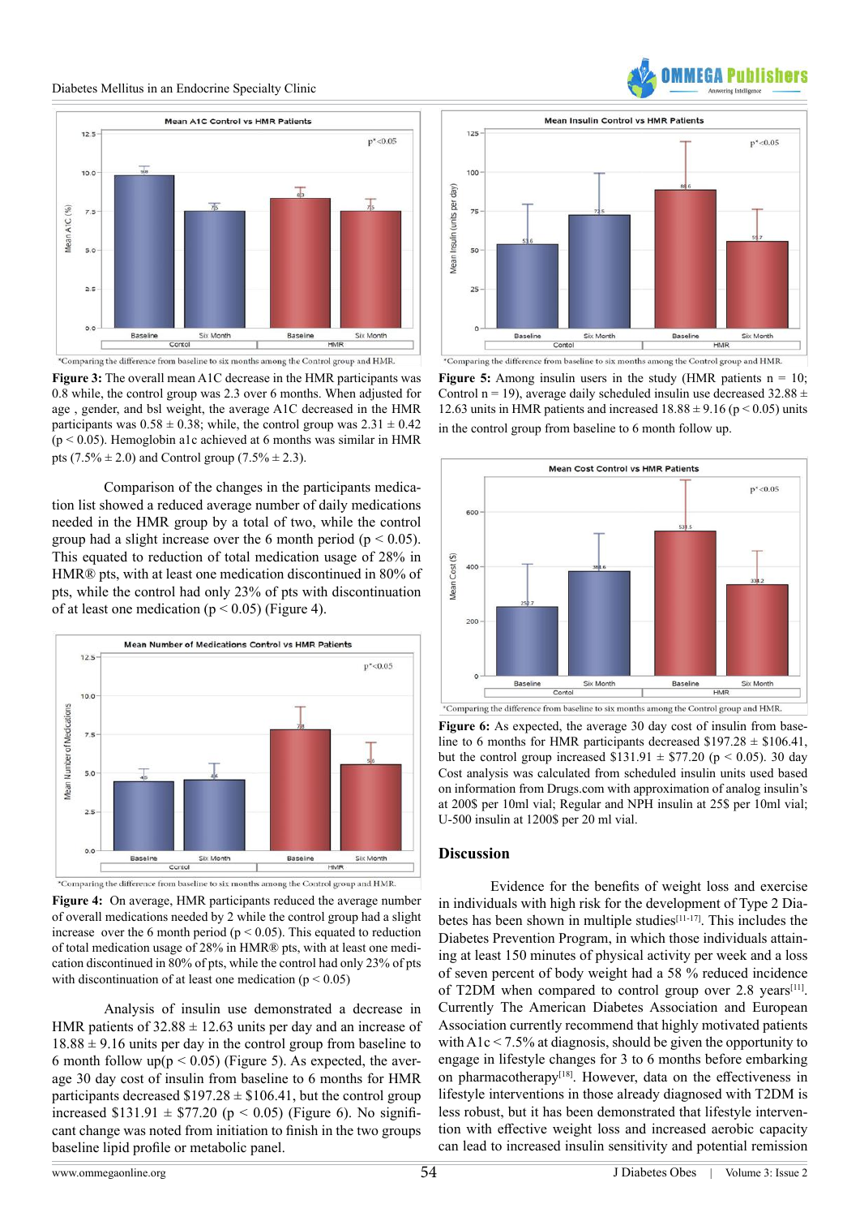Mean A1C Control vs HMR Patients

*Comparing the difference from baseline to six months among the Control group and HMR.

**Figure 3:** The overall mean A1C decrease in the HMR participants was 0.8 while, the control group was 2.3 over 6 months. When adjusted for age , gender, and bsl weight, the average A1C decreased in the HMR participants was $0.58 \pm 0.38$; while, the control group was $2.31 \pm 0.42$ ($p < 0.05$). Hemoglobin a1c achieved at 6 months was similar in HMR pts (7.5% ± 2.0) and Control group (7.5% ± 2.3).

Comparison of the changes in the participants medication list showed a reduced average number of daily medications needed in the HMR group by a total of two, while the control group had a slight increase over the 6 month period ($p < 0.05$). This equated to reduction of total medication usage of 28% in HMR® pts, with at least one medication discontinued in 80% of pts, while the control had only 23% of pts with discontinuation of at least one medication ($p < 0.05$) (Figure 4).

Mean Number of Medications Control vs HMR Patients

*Comparing the difference from baseline to six months among the Control group and HMR.

**Figure 4:** On average, HMR participants reduced the average number of overall medications needed by 2 while the control group had a slight increase over the 6 month period ($p < 0.05$). This equated to reduction of total medication usage of 28% in HMR® pts, with at least one medication discontinued in 80% of pts, while the control had only 23% of pts with discontinuation of at least one medication ($p < 0.05$)

Analysis of insulin use demonstrated a decrease in HMR patients of $32.88 \pm 12.63$ units per day and an increase of $18.88 \pm 9.16$ units per day in the control group from baseline to 6 month follow up($p < 0.05$) (Figure 5). As expected, the average 30 day cost of insulin from baseline to 6 months for HMR participants decreased $197.28 ± $106.41, but the control group increased $131.91 ± $77.20 ($p < 0.05$) (Figure 6). No significant change was noted from initiation to finish in the two groups baseline lipid profile or metabolic panel.

Mean Insulin Control vs HMR Patients

*Comparing the difference from baseline to six months among the Control group and HMR.

**Figure 5:** Among insulin users in the study (HMR patients n = 10; Control n = 19), average daily scheduled insulin use decreased $32.88 \pm 12.63$ units in HMR patients and increased $18.88 \pm 9.16$ ($p < 0.05$) units in the control group from baseline to 6 month follow up.

Mean Cost Control vs HMR Patients

*Comparing the difference from baseline to six months among the Control group and HMR.

**Figure 6:** As expected, the average 30 day cost of insulin from baseline to 6 months for HMR participants decreased $197.28 ± $106.41, but the control group increased $131.91 ± $77.20 ($p < 0.05$). 30 day Cost analysis was calculated from scheduled insulin units used based on information from Drugs.com with approximation of analog insulin's at 200$ per 10ml vial; Regular and NPH insulin at 25$ per 10ml vial; U-500 insulin at 1200$ per 20 ml vial.

## Discussion

Evidence for the benefits of weight loss and exercise in individuals with high risk for the development of Type 2 Diabetes has been shown in multiple studies[11-17]. This includes the Diabetes Prevention Program, in which those individuals attaining at least 150 minutes of physical activity per week and a loss of seven percent of body weight had a 58 % reduced incidence of T2DM when compared to control group over 2.8 years[11]. Currently The American Diabetes Association and European Association currently recommend that highly motivated patients with A1c < 7.5% at diagnosis, should be given the opportunity to engage in lifestyle changes for 3 to 6 months before embarking on pharmacotherapy[18]. However, data on the effectiveness in lifestyle interventions in those already diagnosed with T2DM is less robust, but it has been demonstrated that lifestyle intervention with effective weight loss and increased aerobic capacity can lead to increased insulin sensitivity and potential remission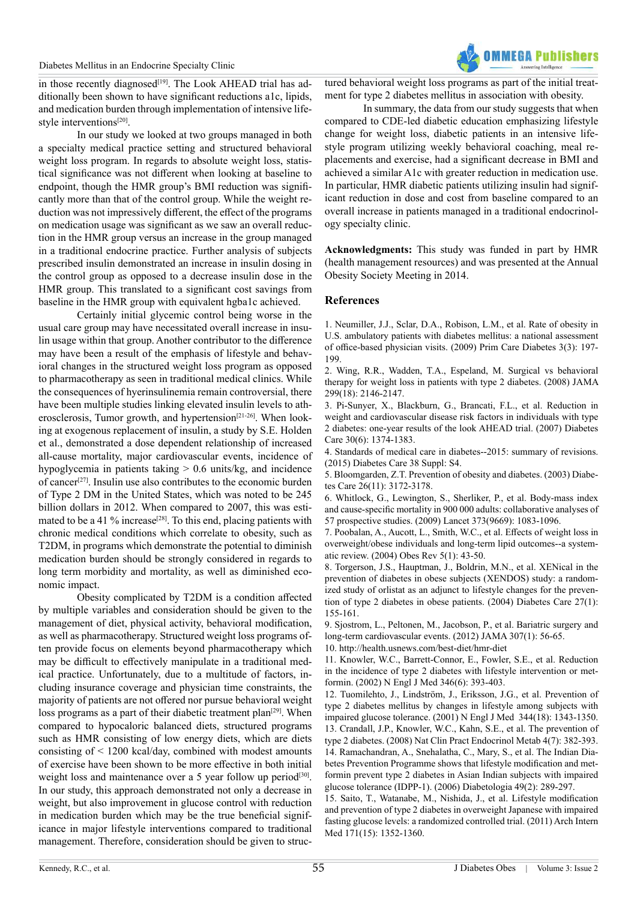in those recently diagnosed[19]. The Look AHEAD trial has additionally been shown to have significant reductions a1c, lipids, and medication burden through implementation of intensive lifestyle interventions[20].

In our study we looked at two groups managed in both a specialty medical practice setting and structured behavioral weight loss program. In regards to absolute weight loss, statistical significance was not different when looking at baseline to endpoint, though the HMR group's BMI reduction was significantly more than that of the control group. While the weight reduction was not impressively different, the effect of the programs on medication usage was significant as we saw an overall reduction in the HMR group versus an increase in the group managed in a traditional endocrine practice. Further analysis of subjects prescribed insulin demonstrated an increase in insulin dosing in the control group as opposed to a decrease insulin dose in the HMR group. This translated to a significant cost savings from baseline in the HMR group with equivalent hgba1c achieved.

Certainly initial glycemic control being worse in the usual care group may have necessitated overall increase in insulin usage within that group. Another contributor to the difference may have been a result of the emphasis of lifestyle and behavioral changes in the structured weight loss program as opposed to pharmacotherapy as seen in traditional medical clinics. While the consequences of hyerinsulinemia remain controversial, there have been multiple studies linking elevated insulin levels to atherosclerosis, Tumor growth, and hypertension[21-26]. When looking at exogenous replacement of insulin, a study by S.E. Holden et al., demonstrated a dose dependent relationship of increased all-cause mortality, major cardiovascular events, incidence of hypoglycemia in patients taking > 0.6 units/kg, and incidence of cancer[27]. Insulin use also contributes to the economic burden of Type 2 DM in the United States, which was noted to be 245 billion dollars in 2012. When compared to 2007, this was estimated to be a 41 % increase[28]. To this end, placing patients with chronic medical conditions which correlate to obesity, such as T2DM, in programs which demonstrate the potential to diminish medication burden should be strongly considered in regards to long term morbidity and mortality, as well as diminished economic impact.

Obesity complicated by T2DM is a condition affected by multiple variables and consideration should be given to the management of diet, physical activity, behavioral modification, as well as pharmacotherapy. Structured weight loss programs often provide focus on elements beyond pharmacotherapy which may be difficult to effectively manipulate in a traditional medical practice. Unfortunately, due to a multitude of factors, including insurance coverage and physician time constraints, the majority of patients are not offered nor pursue behavioral weight loss programs as a part of their diabetic treatment plan[29]. When compared to hypocaloric balanced diets, structured programs such as HMR consisting of low energy diets, which are diets consisting of < 1200 kcal/day, combined with modest amounts of exercise have been shown to be more effective in both initial weight loss and maintenance over a 5 year follow up period[30]. In our study, this approach demonstrated not only a decrease in weight, but also improvement in glucose control with reduction in medication burden which may be the true beneficial significance in major lifestyle interventions compared to traditional management. Therefore, consideration should be given to structured behavioral weight loss programs as part of the initial treatment for type 2 diabetes mellitus in association with obesity.

In summary, the data from our study suggests that when compared to CDE-led diabetic education emphasizing lifestyle change for weight loss, diabetic patients in an intensive lifestyle program utilizing weekly behavioral coaching, meal replacements and exercise, had a significant decrease in BMI and achieved a similar A1c with greater reduction in medication use. In particular, HMR diabetic patients utilizing insulin had significant reduction in dose and cost from baseline compared to an overall increase in patients managed in a traditional endocrinology specialty clinic.

**Acknowledgments:** This study was funded in part by HMR (health management resources) and was presented at the Annual Obesity Society Meeting in 2014.

## References

1. Neumiller, J.J., Sclar, D.A., Robison, L.M., et al. Rate of obesity in U.S. ambulatory patients with diabetes mellitus: a national assessment of office-based physician visits. (2009) Prim Care Diabetes 3(3): 197-199.
2. Wing, R.R., Wadden, T.A., Espeland, M. Surgical vs behavioral therapy for weight loss in patients with type 2 diabetes. (2008) JAMA 299(18): 2146-2147.
3. Pi-Sunyer, X., Blackburn, G., Brancati, F.L., et al. Reduction in weight and cardiovascular disease risk factors in individuals with type 2 diabetes: one-year results of the look AHEAD trial. (2007) Diabetes Care 30(6): 1374-1383.
4. Standards of medical care in diabetes--2015: summary of revisions. (2015) Diabetes Care 38 Suppl: S4.
5. Bloomgarden, Z.T. Prevention of obesity and diabetes. (2003) Diabetes Care 26(11): 3172-3178.
6. Whitlock, G., Lewington, S., Sherliker, P., et al. Body-mass index and cause-specific mortality in 900 000 adults: collaborative analyses of 57 prospective studies. (2009) Lancet 373(9669): 1083-1096.
7. Poobalan, A., Aucott, L., Smith, W.C., et al. Effects of weight loss in overweight/obese individuals and long-term lipid outcomes--a systematic review. (2004) Obes Rev 5(1): 43-50.
8. Torgerson, J.S., Hauptman, J., Boldrin, M.N., et al. XENical in the prevention of diabetes in obese subjects (XENDOS) study: a randomized study of orlistat as an adjunct to lifestyle changes for the prevention of type 2 diabetes in obese patients. (2004) Diabetes Care 27(1): 155-161.
9. Sjostrom, L., Peltonen, M., Jacobson, P., et al. Bariatric surgery and long-term cardiovascular events. (2012) JAMA 307(1): 56-65.
10. http://health.usnews.com/best-diet/hmr-diet
11. Knowler, W.C., Barrett-Connor, E., Fowler, S.E., et al. Reduction in the incidence of type 2 diabetes with lifestyle intervention or metformin. (2002) N Engl J Med 346(6): 393-403.
12. Tuomilehto, J., Lindström, J., Eriksson, J.G., et al. Prevention of type 2 diabetes mellitus by changes in lifestyle among subjects with impaired glucose tolerance. (2001) N Engl J Med 344(18): 1343-1350.
13. Crandall, J.P., Knowler, W.C., Kahn, S.E., et al. The prevention of type 2 diabetes. (2008) Nat Clin Pract Endocrinol Metab 4(7): 382-393.
14. Ramachandran, A., Snehalatha, C., Mary, S., et al. The Indian Diabetes Prevention Programme shows that lifestyle modification and metformin prevent type 2 diabetes in Asian Indian subjects with impaired glucose tolerance (IDPP-1). (2006) Diabetologia 49(2): 289-297.
15. Saito, T., Watanabe, M., Nishida, J., et al. Lifestyle modification and prevention of type 2 diabetes in overweight Japanese with impaired fasting glucose levels: a randomized controlled trial. (2011) Arch Intern Med 171(15): 1352-1360.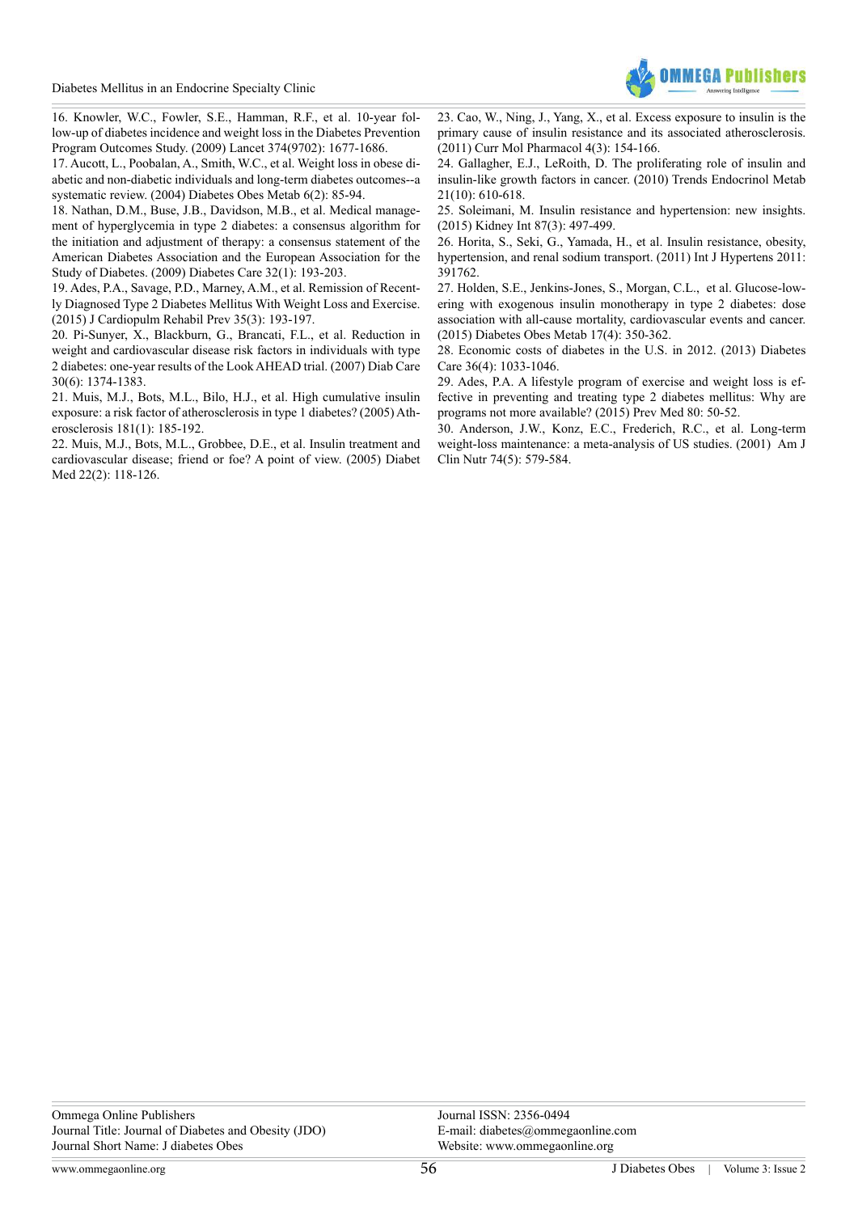16. Knowler, W.C., Fowler, S.E., Hamman, R.F., et al. 10-year follow-up of diabetes incidence and weight loss in the Diabetes Prevention Program Outcomes Study. (2009) Lancet 374(9702): 1677-1686.

17. Aucott, L., Poobalan, A., Smith, W.C., et al. Weight loss in obese diabetic and non-diabetic individuals and long-term diabetes outcomes--a systematic review. (2004) Diabetes Obes Metab 6(2): 85-94.

18. Nathan, D.M., Buse, J.B., Davidson, M.B., et al. Medical management of hyperglycemia in type 2 diabetes: a consensus algorithm for the initiation and adjustment of therapy: a consensus statement of the American Diabetes Association and the European Association for the Study of Diabetes. (2009) Diabetes Care 32(1): 193-203.

19. Ades, P.A., Savage, P.D., Marney, A.M., et al. Remission of Recently Diagnosed Type 2 Diabetes Mellitus With Weight Loss and Exercise. (2015) J Cardiopulm Rehabil Prev 35(3): 193-197.

20. Pi-Sunyer, X., Blackburn, G., Brancati, F.L., et al. Reduction in weight and cardiovascular disease risk factors in individuals with type 2 diabetes: one-year results of the Look AHEAD trial. (2007) Diab Care 30(6): 1374-1383.

21. Muis, M.J., Bots, M.L., Bilo, H.J., et al. High cumulative insulin exposure: a risk factor of atherosclerosis in type 1 diabetes? (2005) Atherosclerosis 181(1): 185-192.

22. Muis, M.J., Bots, M.L., Grobbee, D.E., et al. Insulin treatment and cardiovascular disease; friend or foe? A point of view. (2005) Diabet Med 22(2): 118-126.

23. Cao, W., Ning, J., Yang, X., et al. Excess exposure to insulin is the primary cause of insulin resistance and its associated atherosclerosis. (2011) Curr Mol Pharmacol 4(3): 154-166.

24. Gallagher, E.J., LeRoith, D. The proliferating role of insulin and insulin-like growth factors in cancer. (2010) Trends Endocrinol Metab 21(10): 610-618.

25. Soleimani, M. Insulin resistance and hypertension: new insights. (2015) Kidney Int 87(3): 497-499.

26. Horita, S., Seki, G., Yamada, H., et al. Insulin resistance, obesity, hypertension, and renal sodium transport. (2011) Int J Hypertens 2011: 391762.

27. Holden, S.E., Jenkins-Jones, S., Morgan, C.L., et al. Glucose-lowering with exogenous insulin monotherapy in type 2 diabetes: dose association with all-cause mortality, cardiovascular events and cancer. (2015) Diabetes Obes Metab 17(4): 350-362.

28. Economic costs of diabetes in the U.S. in 2012. (2013) Diabetes Care 36(4): 1033-1046.

29. Ades, P.A. A lifestyle program of exercise and weight loss is effective in preventing and treating type 2 diabetes mellitus: Why are programs not more available? (2015) Prev Med 80: 50-52.

30. Anderson, J.W., Konz, E.C., Frederich, R.C., et al. Long-term weight-loss maintenance: a meta-analysis of US studies. (2001) Am J Clin Nutr 74(5): 579-584.